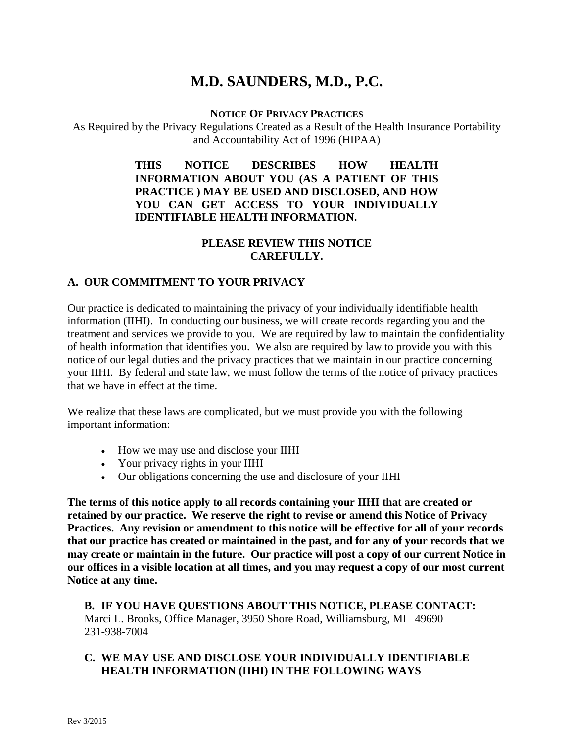# M.D. SAUNDERS, M.D., P.C.

**NOTICE OF PRIVACY PRACTICES**

As Required by the Privacy Regulations Created as a Result of the Health Insurance Portability and Accountability Act of 1996 (HIPAA)

**THIS NOTICE DESCRIBES HOW HEALTH INFORMATION ABOUT YOU (AS A PATIENT OF THIS PRACTICE ) MAY BE USED AND DISCLOSED, AND HOW YOU CAN GET ACCESS TO YOUR INDIVIDUALLY IDENTIFIABLE HEALTH INFORMATION.**

**PLEASE REVIEW THIS NOTICE CAREFULLY.**

## A. OUR COMMITMENT TO YOUR PRIVACY

Our practice is dedicated to maintaining the privacy of your individually identifiable health information (IIHI). In conducting our business, we will create records regarding you and the treatment and services we provide to you. We are required by law to maintain the confidentiality of health information that identifies you. We also are required by law to provide you with this notice of our legal duties and the privacy practices that we maintain in our practice concerning your IIHI. By federal and state law, we must follow the terms of the notice of privacy practices that we have in effect at the time.

We realize that these laws are complicated, but we must provide you with the following important information:

- How we may use and disclose your IIHI
- Your privacy rights in your IIHI
- Our obligations concerning the use and disclosure of your IIHI

**The terms of this notice apply to all records containing your IIHI that are created or retained by our practice. We reserve the right to revise or amend this Notice of Privacy Practices. Any revision or amendment to this notice will be effective for all of your records that our practice has created or maintained in the past, and for any of your records that we may create or maintain in the future. Our practice will post a copy of our current Notice in our offices in a visible location at all times, and you may request a copy of our most current Notice at any time.**

## B. IF YOU HAVE QUESTIONS ABOUT THIS NOTICE, PLEASE CONTACT:

Marci L. Brooks, Office Manager, 3950 Shore Road, Williamsburg, MI 49690
231-938-7004

## C. WE MAY USE AND DISCLOSE YOUR INDIVIDUALLY IDENTIFIABLE HEALTH INFORMATION (IIHI) IN THE FOLLOWING WAYS

Rev 3/2015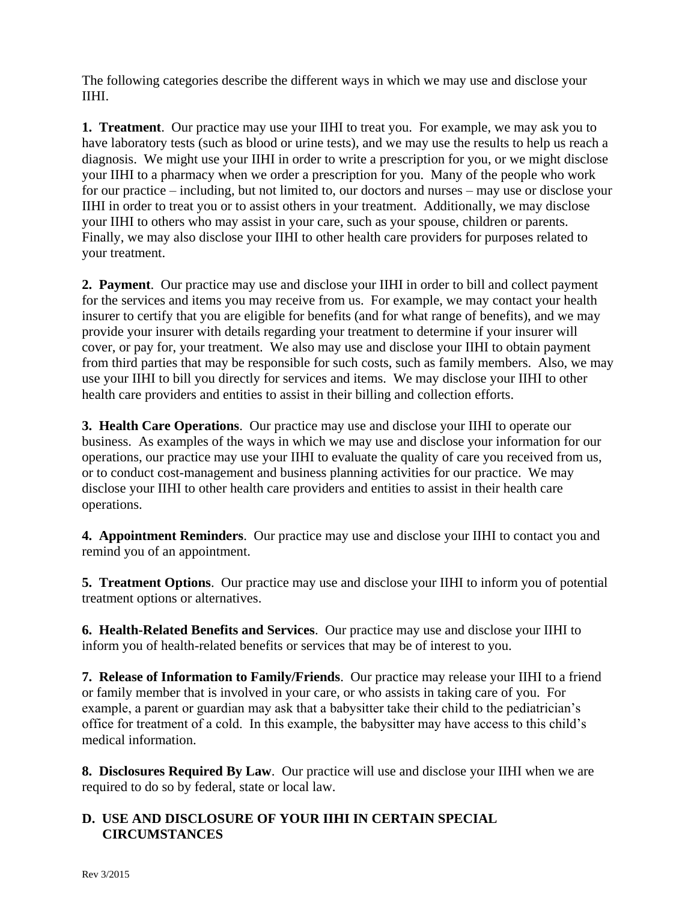The following categories describe the different ways in which we may use and disclose your IIHI.

**1. Treatment**. Our practice may use your IIHI to treat you. For example, we may ask you to have laboratory tests (such as blood or urine tests), and we may use the results to help us reach a diagnosis. We might use your IIHI in order to write a prescription for you, or we might disclose your IIHI to a pharmacy when we order a prescription for you. Many of the people who work for our practice – including, but not limited to, our doctors and nurses – may use or disclose your IIHI in order to treat you or to assist others in your treatment. Additionally, we may disclose your IIHI to others who may assist in your care, such as your spouse, children or parents. Finally, we may also disclose your IIHI to other health care providers for purposes related to your treatment.

**2. Payment**. Our practice may use and disclose your IIHI in order to bill and collect payment for the services and items you may receive from us. For example, we may contact your health insurer to certify that you are eligible for benefits (and for what range of benefits), and we may provide your insurer with details regarding your treatment to determine if your insurer will cover, or pay for, your treatment. We also may use and disclose your IIHI to obtain payment from third parties that may be responsible for such costs, such as family members. Also, we may use your IIHI to bill you directly for services and items. We may disclose your IIHI to other health care providers and entities to assist in their billing and collection efforts.

**3. Health Care Operations**. Our practice may use and disclose your IIHI to operate our business. As examples of the ways in which we may use and disclose your information for our operations, our practice may use your IIHI to evaluate the quality of care you received from us, or to conduct cost-management and business planning activities for our practice. We may disclose your IIHI to other health care providers and entities to assist in their health care operations.

**4. Appointment Reminders**. Our practice may use and disclose your IIHI to contact you and remind you of an appointment.

**5. Treatment Options**. Our practice may use and disclose your IIHI to inform you of potential treatment options or alternatives.

**6. Health-Related Benefits and Services**. Our practice may use and disclose your IIHI to inform you of health-related benefits or services that may be of interest to you.

**7. Release of Information to Family/Friends**. Our practice may release your IIHI to a friend or family member that is involved in your care, or who assists in taking care of you. For example, a parent or guardian may ask that a babysitter take their child to the pediatrician's office for treatment of a cold. In this example, the babysitter may have access to this child's medical information.

**8. Disclosures Required By Law**. Our practice will use and disclose your IIHI when we are required to do so by federal, state or local law.

## D. USE AND DISCLOSURE OF YOUR IIHI IN CERTAIN SPECIAL CIRCUMSTANCES

Rev 3/2015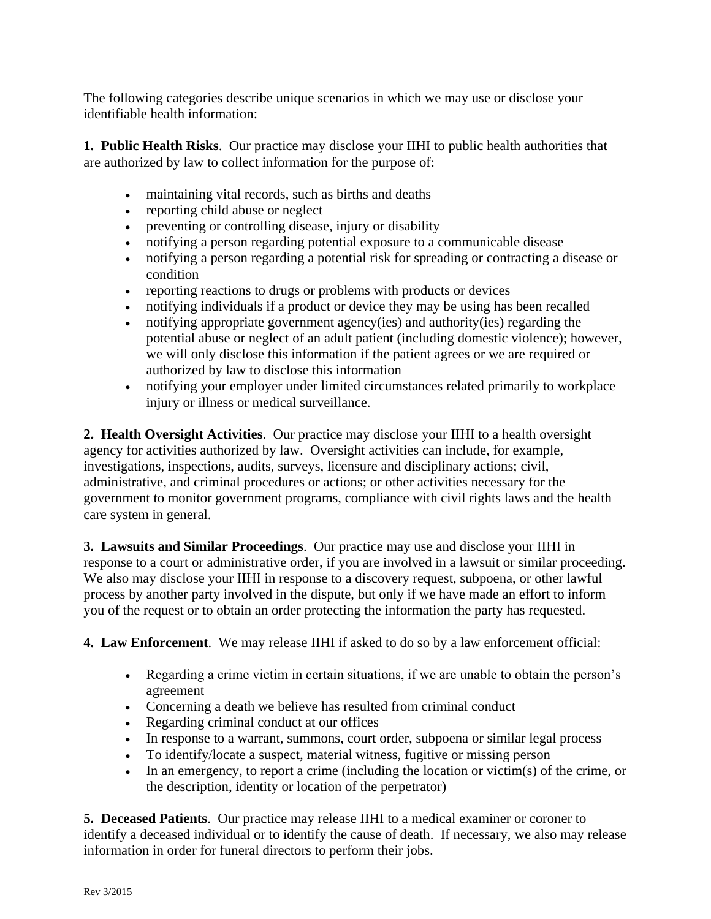The following categories describe unique scenarios in which we may use or disclose your identifiable health information:

**1. Public Health Risks**. Our practice may disclose your IIHI to public health authorities that are authorized by law to collect information for the purpose of:

- maintaining vital records, such as births and deaths
- reporting child abuse or neglect
- preventing or controlling disease, injury or disability
- notifying a person regarding potential exposure to a communicable disease
- notifying a person regarding a potential risk for spreading or contracting a disease or condition
- reporting reactions to drugs or problems with products or devices
- notifying individuals if a product or device they may be using has been recalled
- notifying appropriate government agency(ies) and authority(ies) regarding the potential abuse or neglect of an adult patient (including domestic violence); however, we will only disclose this information if the patient agrees or we are required or authorized by law to disclose this information
- notifying your employer under limited circumstances related primarily to workplace injury or illness or medical surveillance.

**2. Health Oversight Activities**. Our practice may disclose your IIHI to a health oversight agency for activities authorized by law. Oversight activities can include, for example, investigations, inspections, audits, surveys, licensure and disciplinary actions; civil, administrative, and criminal procedures or actions; or other activities necessary for the government to monitor government programs, compliance with civil rights laws and the health care system in general.

**3. Lawsuits and Similar Proceedings**. Our practice may use and disclose your IIHI in response to a court or administrative order, if you are involved in a lawsuit or similar proceeding. We also may disclose your IIHI in response to a discovery request, subpoena, or other lawful process by another party involved in the dispute, but only if we have made an effort to inform you of the request or to obtain an order protecting the information the party has requested.

**4. Law Enforcement**. We may release IIHI if asked to do so by a law enforcement official:

- Regarding a crime victim in certain situations, if we are unable to obtain the person's agreement
- Concerning a death we believe has resulted from criminal conduct
- Regarding criminal conduct at our offices
- In response to a warrant, summons, court order, subpoena or similar legal process
- To identify/locate a suspect, material witness, fugitive or missing person
- In an emergency, to report a crime (including the location or victim(s) of the crime, or the description, identity or location of the perpetrator)

**5. Deceased Patients**. Our practice may release IIHI to a medical examiner or coroner to identify a deceased individual or to identify the cause of death. If necessary, we also may release information in order for funeral directors to perform their jobs.

Rev 3/2015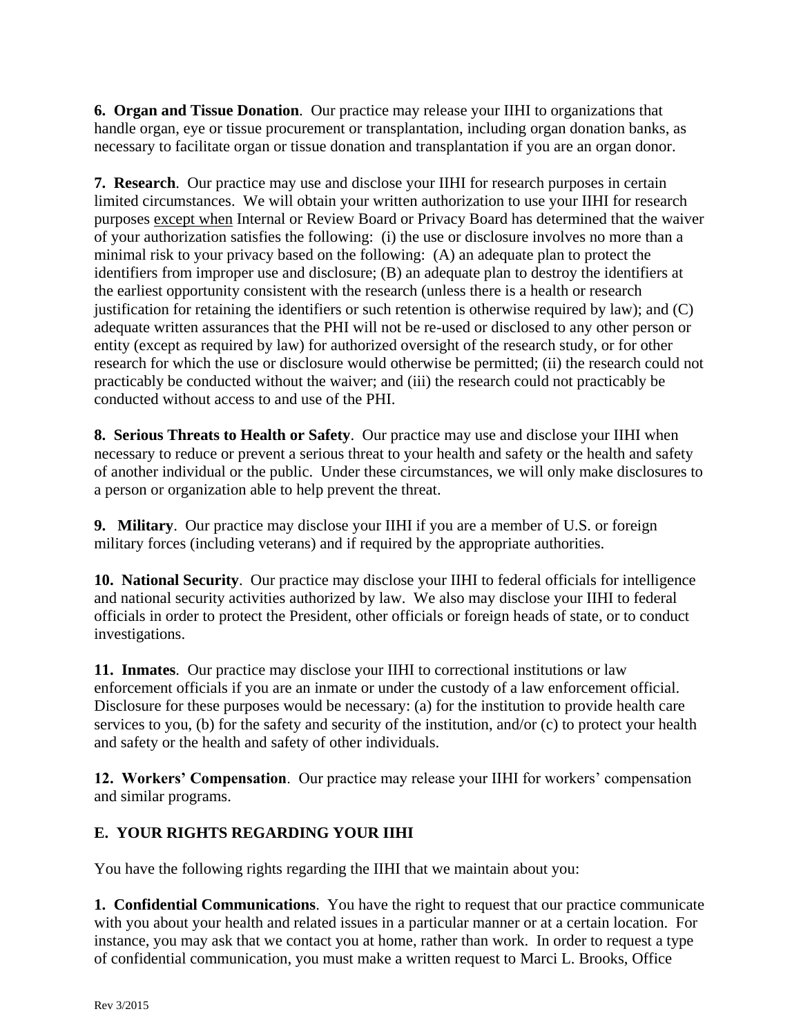**6. Organ and Tissue Donation**. Our practice may release your IIHI to organizations that handle organ, eye or tissue procurement or transplantation, including organ donation banks, as necessary to facilitate organ or tissue donation and transplantation if you are an organ donor.

**7. Research**. Our practice may use and disclose your IIHI for research purposes in certain limited circumstances. We will obtain your written authorization to use your IIHI for research purposes except when Internal or Review Board or Privacy Board has determined that the waiver of your authorization satisfies the following: (i) the use or disclosure involves no more than a minimal risk to your privacy based on the following: (A) an adequate plan to protect the identifiers from improper use and disclosure; (B) an adequate plan to destroy the identifiers at the earliest opportunity consistent with the research (unless there is a health or research justification for retaining the identifiers or such retention is otherwise required by law); and (C) adequate written assurances that the PHI will not be re-used or disclosed to any other person or entity (except as required by law) for authorized oversight of the research study, or for other research for which the use or disclosure would otherwise be permitted; (ii) the research could not practicably be conducted without the waiver; and (iii) the research could not practicably be conducted without access to and use of the PHI.

**8. Serious Threats to Health or Safety**. Our practice may use and disclose your IIHI when necessary to reduce or prevent a serious threat to your health and safety or the health and safety of another individual or the public. Under these circumstances, we will only make disclosures to a person or organization able to help prevent the threat.

**9. Military**. Our practice may disclose your IIHI if you are a member of U.S. or foreign military forces (including veterans) and if required by the appropriate authorities.

**10. National Security**. Our practice may disclose your IIHI to federal officials for intelligence and national security activities authorized by law. We also may disclose your IIHI to federal officials in order to protect the President, other officials or foreign heads of state, or to conduct investigations.

**11. Inmates**. Our practice may disclose your IIHI to correctional institutions or law enforcement officials if you are an inmate or under the custody of a law enforcement official. Disclosure for these purposes would be necessary: (a) for the institution to provide health care services to you, (b) for the safety and security of the institution, and/or (c) to protect your health and safety or the health and safety of other individuals.

**12. Workers' Compensation**. Our practice may release your IIHI for workers' compensation and similar programs.

## E. YOUR RIGHTS REGARDING YOUR IIHI

You have the following rights regarding the IIHI that we maintain about you:

**1. Confidential Communications**. You have the right to request that our practice communicate with you about your health and related issues in a particular manner or at a certain location. For instance, you may ask that we contact you at home, rather than work. In order to request a type of confidential communication, you must make a written request to Marci L. Brooks, Office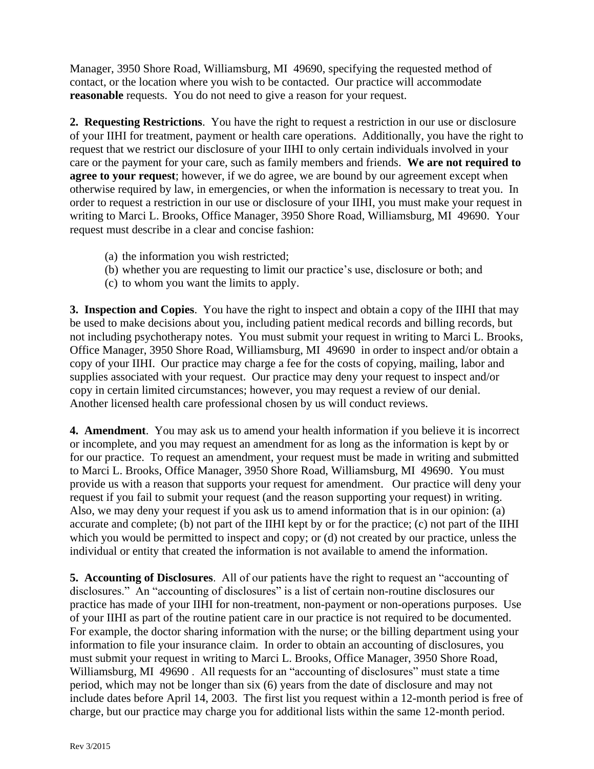Manager, 3950 Shore Road, Williamsburg, MI 49690, specifying the requested method of contact, or the location where you wish to be contacted. Our practice will accommodate **reasonable** requests. You do not need to give a reason for your request.

**2. Requesting Restrictions**. You have the right to request a restriction in our use or disclosure of your IIHI for treatment, payment or health care operations. Additionally, you have the right to request that we restrict our disclosure of your IIHI to only certain individuals involved in your care or the payment for your care, such as family members and friends. **We are not required to agree to your request**; however, if we do agree, we are bound by our agreement except when otherwise required by law, in emergencies, or when the information is necessary to treat you. In order to request a restriction in our use or disclosure of your IIHI, you must make your request in writing to Marci L. Brooks, Office Manager, 3950 Shore Road, Williamsburg, MI 49690. Your request must describe in a clear and concise fashion:

(a) the information you wish restricted;
(b) whether you are requesting to limit our practice's use, disclosure or both; and
(c) to whom you want the limits to apply.

**3. Inspection and Copies**. You have the right to inspect and obtain a copy of the IIHI that may be used to make decisions about you, including patient medical records and billing records, but not including psychotherapy notes. You must submit your request in writing to Marci L. Brooks, Office Manager, 3950 Shore Road, Williamsburg, MI 49690 in order to inspect and/or obtain a copy of your IIHI. Our practice may charge a fee for the costs of copying, mailing, labor and supplies associated with your request. Our practice may deny your request to inspect and/or copy in certain limited circumstances; however, you may request a review of our denial. Another licensed health care professional chosen by us will conduct reviews.

**4. Amendment**. You may ask us to amend your health information if you believe it is incorrect or incomplete, and you may request an amendment for as long as the information is kept by or for our practice. To request an amendment, your request must be made in writing and submitted to Marci L. Brooks, Office Manager, 3950 Shore Road, Williamsburg, MI 49690. You must provide us with a reason that supports your request for amendment. Our practice will deny your request if you fail to submit your request (and the reason supporting your request) in writing. Also, we may deny your request if you ask us to amend information that is in our opinion: (a) accurate and complete; (b) not part of the IIHI kept by or for the practice; (c) not part of the IIHI which you would be permitted to inspect and copy; or (d) not created by our practice, unless the individual or entity that created the information is not available to amend the information.

**5. Accounting of Disclosures**. All of our patients have the right to request an "accounting of disclosures." An "accounting of disclosures" is a list of certain non-routine disclosures our practice has made of your IIHI for non-treatment, non-payment or non-operations purposes. Use of your IIHI as part of the routine patient care in our practice is not required to be documented. For example, the doctor sharing information with the nurse; or the billing department using your information to file your insurance claim. In order to obtain an accounting of disclosures, you must submit your request in writing to Marci L. Brooks, Office Manager, 3950 Shore Road, Williamsburg, MI 49690 . All requests for an "accounting of disclosures" must state a time period, which may not be longer than six (6) years from the date of disclosure and may not include dates before April 14, 2003. The first list you request within a 12-month period is free of charge, but our practice may charge you for additional lists within the same 12-month period.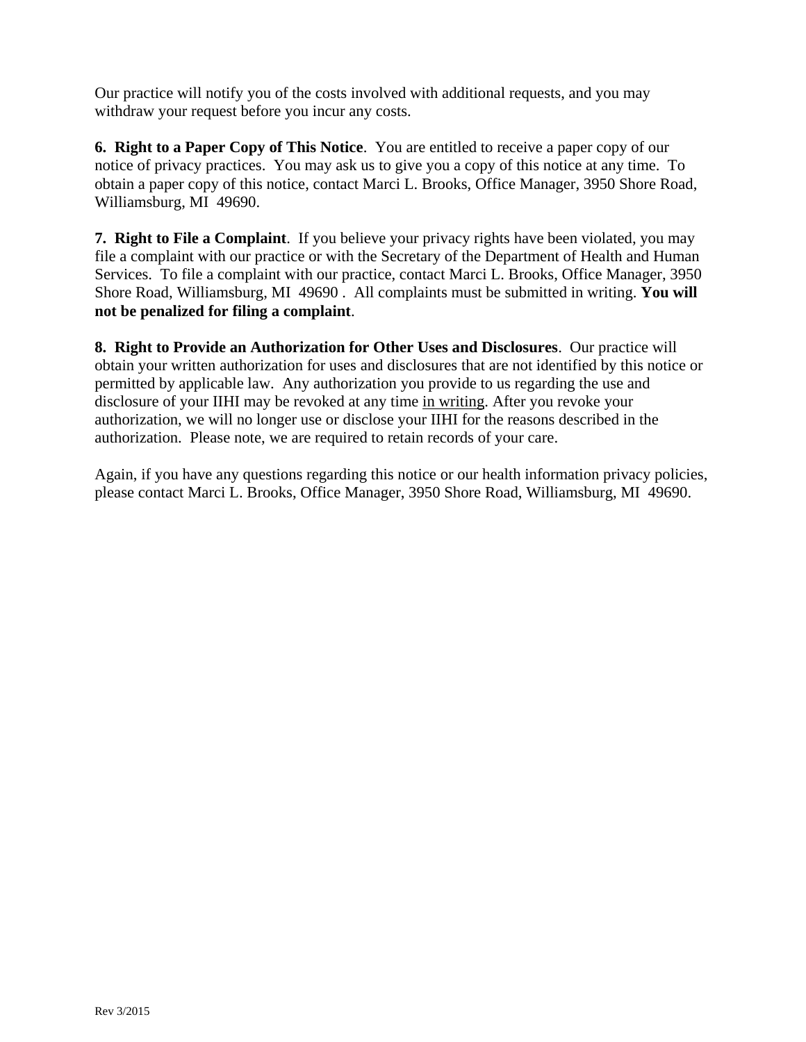Our practice will notify you of the costs involved with additional requests, and you may withdraw your request before you incur any costs.

**6. Right to a Paper Copy of This Notice**. You are entitled to receive a paper copy of our notice of privacy practices. You may ask us to give you a copy of this notice at any time. To obtain a paper copy of this notice, contact Marci L. Brooks, Office Manager, 3950 Shore Road, Williamsburg, MI 49690.

**7. Right to File a Complaint**. If you believe your privacy rights have been violated, you may file a complaint with our practice or with the Secretary of the Department of Health and Human Services. To file a complaint with our practice, contact Marci L. Brooks, Office Manager, 3950 Shore Road, Williamsburg, MI 49690 . All complaints must be submitted in writing. **You will not be penalized for filing a complaint**.

**8. Right to Provide an Authorization for Other Uses and Disclosures**. Our practice will obtain your written authorization for uses and disclosures that are not identified by this notice or permitted by applicable law. Any authorization you provide to us regarding the use and disclosure of your IIHI may be revoked at any time <u>in writing</u>. After you revoke your authorization, we will no longer use or disclose your IIHI for the reasons described in the authorization. Please note, we are required to retain records of your care.

Again, if you have any questions regarding this notice or our health information privacy policies, please contact Marci L. Brooks, Office Manager, 3950 Shore Road, Williamsburg, MI 49690.

Rev 3/2015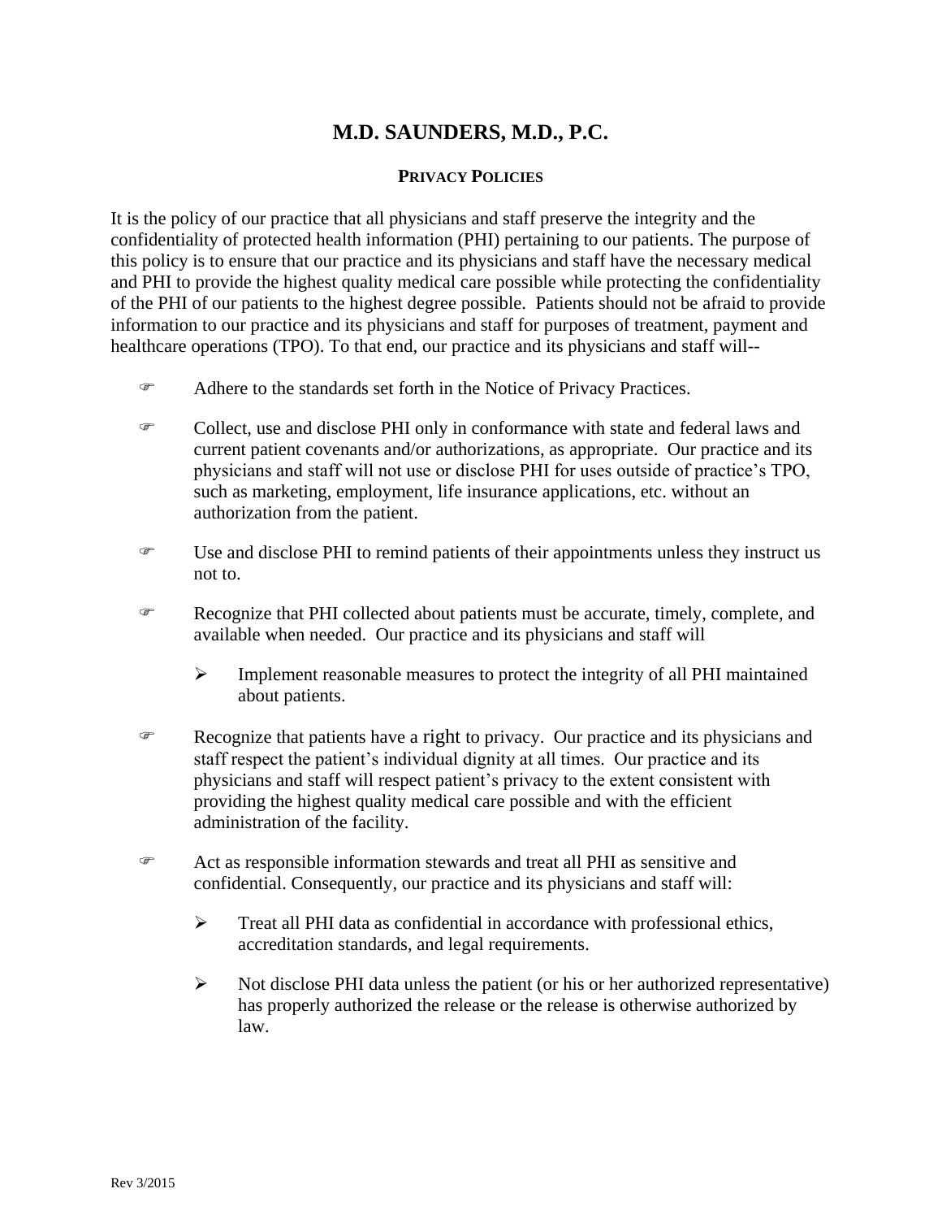# M.D. SAUNDERS, M.D., P.C.

## PRIVACY POLICIES

It is the policy of our practice that all physicians and staff preserve the integrity and the confidentiality of protected health information (PHI) pertaining to our patients. The purpose of this policy is to ensure that our practice and its physicians and staff have the necessary medical and PHI to provide the highest quality medical care possible while protecting the confidentiality of the PHI of our patients to the highest degree possible. Patients should not be afraid to provide information to our practice and its physicians and staff for purposes of treatment, payment and healthcare operations (TPO). To that end, our practice and its physicians and staff will--

- Adhere to the standards set forth in the Notice of Privacy Practices.
- Collect, use and disclose PHI only in conformance with state and federal laws and current patient covenants and/or authorizations, as appropriate. Our practice and its physicians and staff will not use or disclose PHI for uses outside of practice's TPO, such as marketing, employment, life insurance applications, etc. without an authorization from the patient.
- Use and disclose PHI to remind patients of their appointments unless they instruct us not to.
- Recognize that PHI collected about patients must be accurate, timely, complete, and available when needed. Our practice and its physicians and staff will
    - Implement reasonable measures to protect the integrity of all PHI maintained about patients.
- Recognize that patients have a right to privacy. Our practice and its physicians and staff respect the patient's individual dignity at all times. Our practice and its physicians and staff will respect patient's privacy to the extent consistent with providing the highest quality medical care possible and with the efficient administration of the facility.
- Act as responsible information stewards and treat all PHI as sensitive and confidential. Consequently, our practice and its physicians and staff will:
    - Treat all PHI data as confidential in accordance with professional ethics, accreditation standards, and legal requirements.
    - Not disclose PHI data unless the patient (or his or her authorized representative) has properly authorized the release or the release is otherwise authorized by law.

Rev 3/2015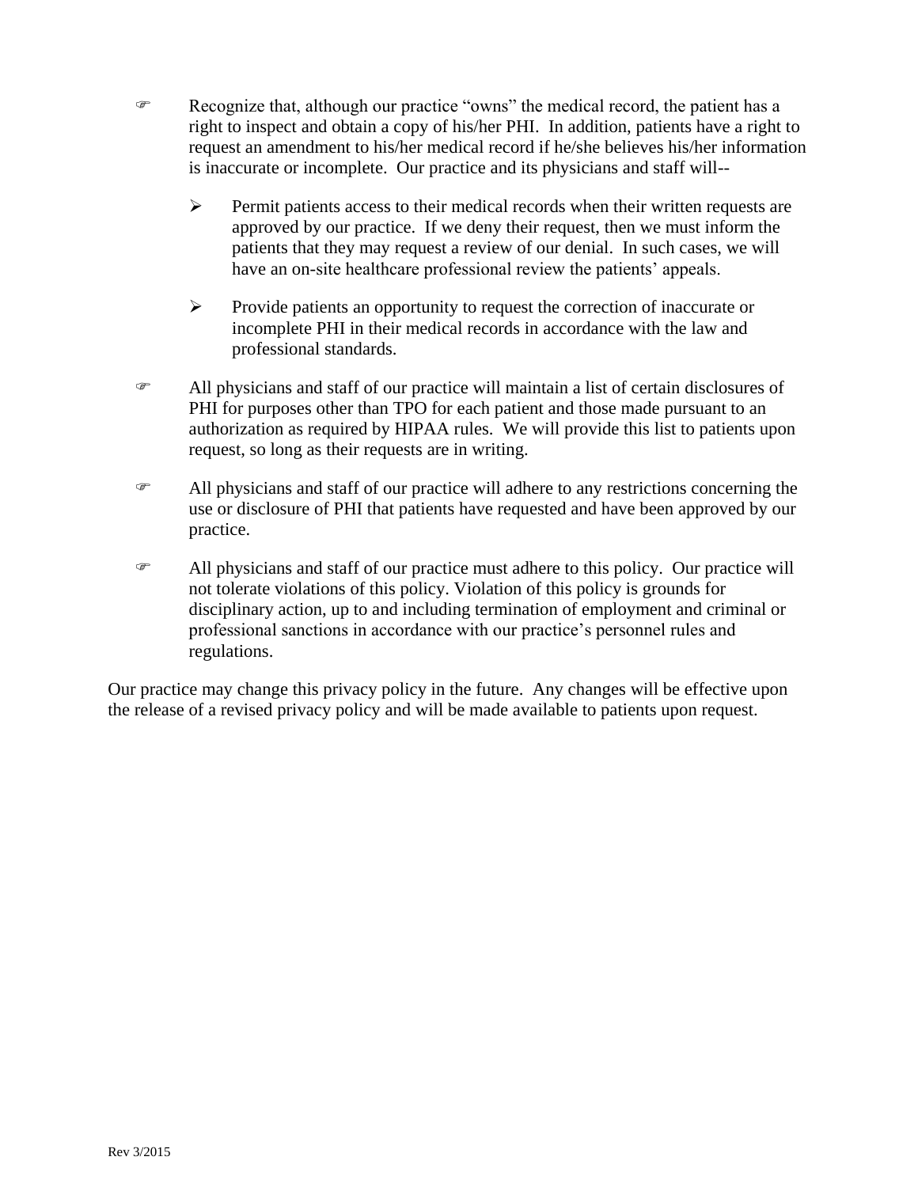- Recognize that, although our practice "owns" the medical record, the patient has a right to inspect and obtain a copy of his/her PHI. In addition, patients have a right to request an amendment to his/her medical record if he/she believes his/her information is inaccurate or incomplete. Our practice and its physicians and staff will--

  - Permit patients access to their medical records when their written requests are approved by our practice. If we deny their request, then we must inform the patients that they may request a review of our denial. In such cases, we will have an on-site healthcare professional review the patients' appeals.

  - Provide patients an opportunity to request the correction of inaccurate or incomplete PHI in their medical records in accordance with the law and professional standards.

- All physicians and staff of our practice will maintain a list of certain disclosures of PHI for purposes other than TPO for each patient and those made pursuant to an authorization as required by HIPAA rules. We will provide this list to patients upon request, so long as their requests are in writing.

- All physicians and staff of our practice will adhere to any restrictions concerning the use or disclosure of PHI that patients have requested and have been approved by our practice.

- All physicians and staff of our practice must adhere to this policy. Our practice will not tolerate violations of this policy. Violation of this policy is grounds for disciplinary action, up to and including termination of employment and criminal or professional sanctions in accordance with our practice's personnel rules and regulations.

Our practice may change this privacy policy in the future. Any changes will be effective upon the release of a revised privacy policy and will be made available to patients upon request.